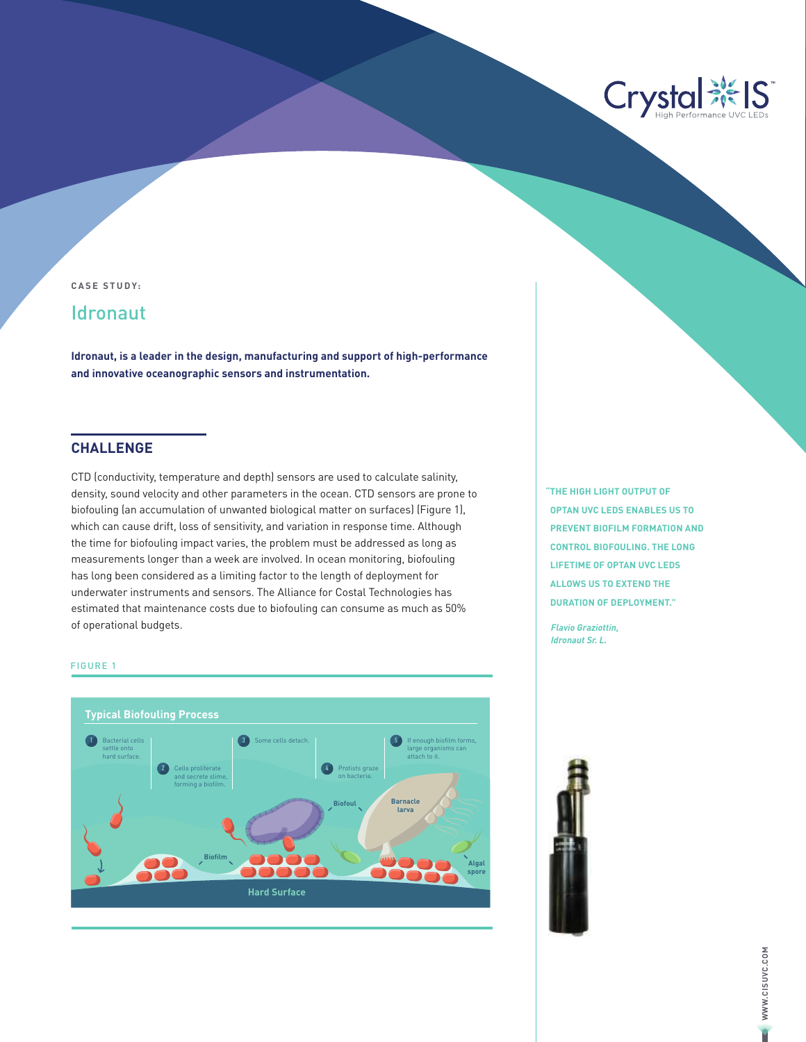CASE STUDY:

# Idronaut

**Idronaut, is a leader in the design, manufacturing and support of high-performance and innovative oceanographic sensors and instrumentation.**

## CHALLENGE

CTD (conductivity, temperature and depth) sensors are used to calculate salinity, density, sound velocity and other parameters in the ocean. CTD sensors are prone to biofouling (an accumulation of unwanted biological matter on surfaces) (Figure 1), which can cause drift, loss of sensitivity, and variation in response time. Although the time for biofouling impact varies, the problem must be addressed as long as measurements longer than a week are involved. In ocean monitoring, biofouling has long been considered as a limiting factor to the length of deployment for underwater instruments and sensors. The Alliance for Costal Technologies has estimated that maintenance costs due to biofouling can consume as much as 50% of operational budgets.

FIGURE 1

**Typical Biofouling Process**

1. Bacterial cells settle onto hard surface.
2. Cells proliferate and secrete slime, forming a biofilm.
3. Some cells detach.
4. Protists graze on bacteria.
5. If enough biofilm forms, large organisms can attach to it.

Biofilm · Biofoul · Barnacle larva · Algal spore · Hard Surface

**"THE HIGH LIGHT OUTPUT OF OPTAN UVC LEDS ENABLES US TO PREVENT BIOFILM FORMATION AND CONTROL BIOFOULING. THE LONG LIFETIME OF OPTAN UVC LEDS ALLOWS US TO EXTEND THE DURATION OF DEPLOYMENT."**

***Flavio Graziottin, Idronaut Sr. L.***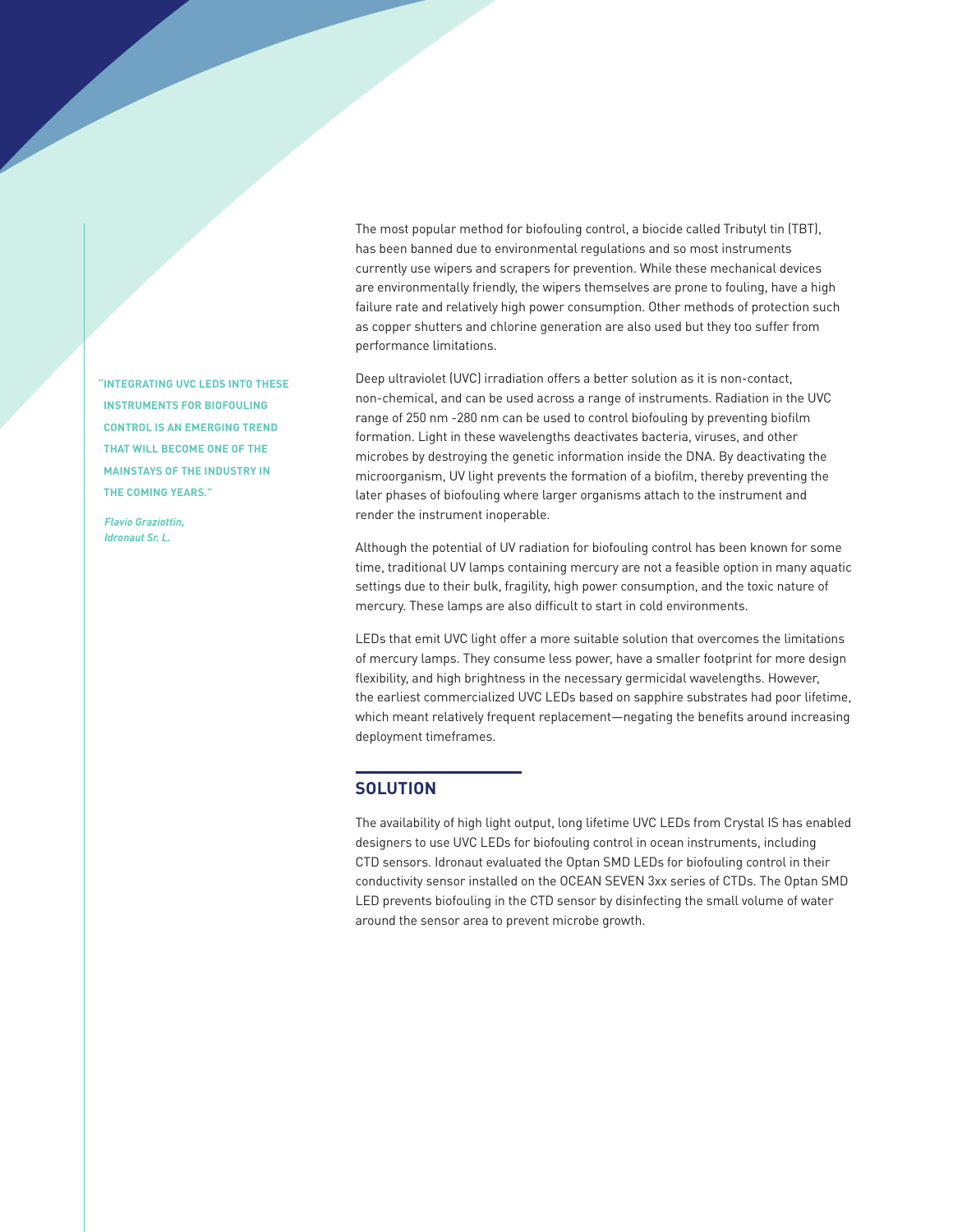> "INTEGRATING UVC LEDS INTO THESE INSTRUMENTS FOR BIOFOULING CONTROL IS AN EMERGING TREND THAT WILL BECOME ONE OF THE MAINSTAYS OF THE INDUSTRY IN THE COMING YEARS."
>
> *Flavio Graziottin, Idronaut Sr. L.*

The most popular method for biofouling control, a biocide called Tributyl tin (TBT), has been banned due to environmental regulations and so most instruments currently use wipers and scrapers for prevention. While these mechanical devices are environmentally friendly, the wipers themselves are prone to fouling, have a high failure rate and relatively high power consumption. Other methods of protection such as copper shutters and chlorine generation are also used but they too suffer from performance limitations.

Deep ultraviolet (UVC) irradiation offers a better solution as it is non-contact, non-chemical, and can be used across a range of instruments. Radiation in the UVC range of 250 nm -280 nm can be used to control biofouling by preventing biofilm formation. Light in these wavelengths deactivates bacteria, viruses, and other microbes by destroying the genetic information inside the DNA. By deactivating the microorganism, UV light prevents the formation of a biofilm, thereby preventing the later phases of biofouling where larger organisms attach to the instrument and render the instrument inoperable.

Although the potential of UV radiation for biofouling control has been known for some time, traditional UV lamps containing mercury are not a feasible option in many aquatic settings due to their bulk, fragility, high power consumption, and the toxic nature of mercury. These lamps are also difficult to start in cold environments.

LEDs that emit UVC light offer a more suitable solution that overcomes the limitations of mercury lamps. They consume less power, have a smaller footprint for more design flexibility, and high brightness in the necessary germicidal wavelengths. However, the earliest commercialized UVC LEDs based on sapphire substrates had poor lifetime, which meant relatively frequent replacement—negating the benefits around increasing deployment timeframes.

## SOLUTION

The availability of high light output, long lifetime UVC LEDs from Crystal IS has enabled designers to use UVC LEDs for biofouling control in ocean instruments, including CTD sensors. Idronaut evaluated the Optan SMD LEDs for biofouling control in their conductivity sensor installed on the OCEAN SEVEN 3xx series of CTDs. The Optan SMD LED prevents biofouling in the CTD sensor by disinfecting the small volume of water around the sensor area to prevent microbe growth.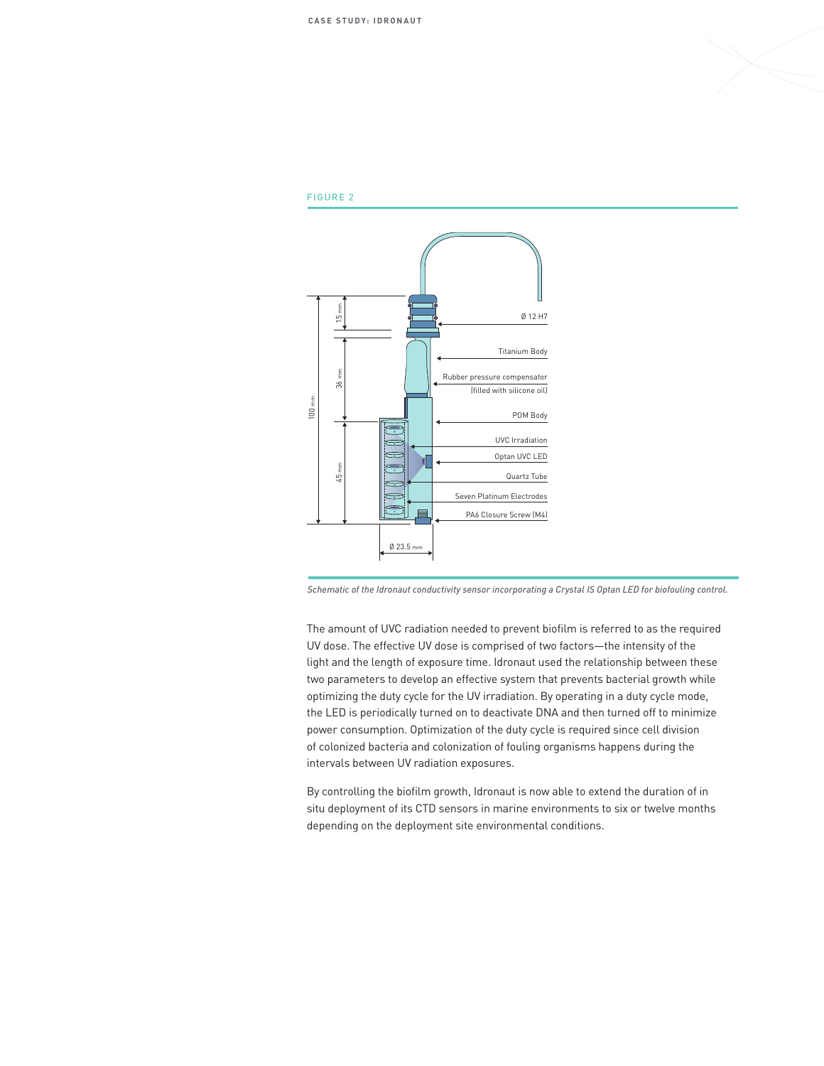FIGURE 2

Ø 12 H7

Titanium Body

Rubber pressure compensator (filled with silicone oil)

POM Body

UVC Irradiation

Optan UVC LED

Quartz Tube

Seven Platinum Electrodes

PA6 Closure Screw (M4)

15 mm

36 mm

45 mm

100 mm

Ø 23.5 mm

*Schematic of the Idronaut conductivity sensor incorporating a Crystal IS Optan LED for biofouling control.*

The amount of UVC radiation needed to prevent biofilm is referred to as the required UV dose. The effective UV dose is comprised of two factors—the intensity of the light and the length of exposure time. Idronaut used the relationship between these two parameters to develop an effective system that prevents bacterial growth while optimizing the duty cycle for the UV irradiation. By operating in a duty cycle mode, the LED is periodically turned on to deactivate DNA and then turned off to minimize power consumption. Optimization of the duty cycle is required since cell division of colonized bacteria and colonization of fouling organisms happens during the intervals between UV radiation exposures.

By controlling the biofilm growth, Idronaut is now able to extend the duration of in situ deployment of its CTD sensors in marine environments to six or twelve months depending on the deployment site environmental conditions.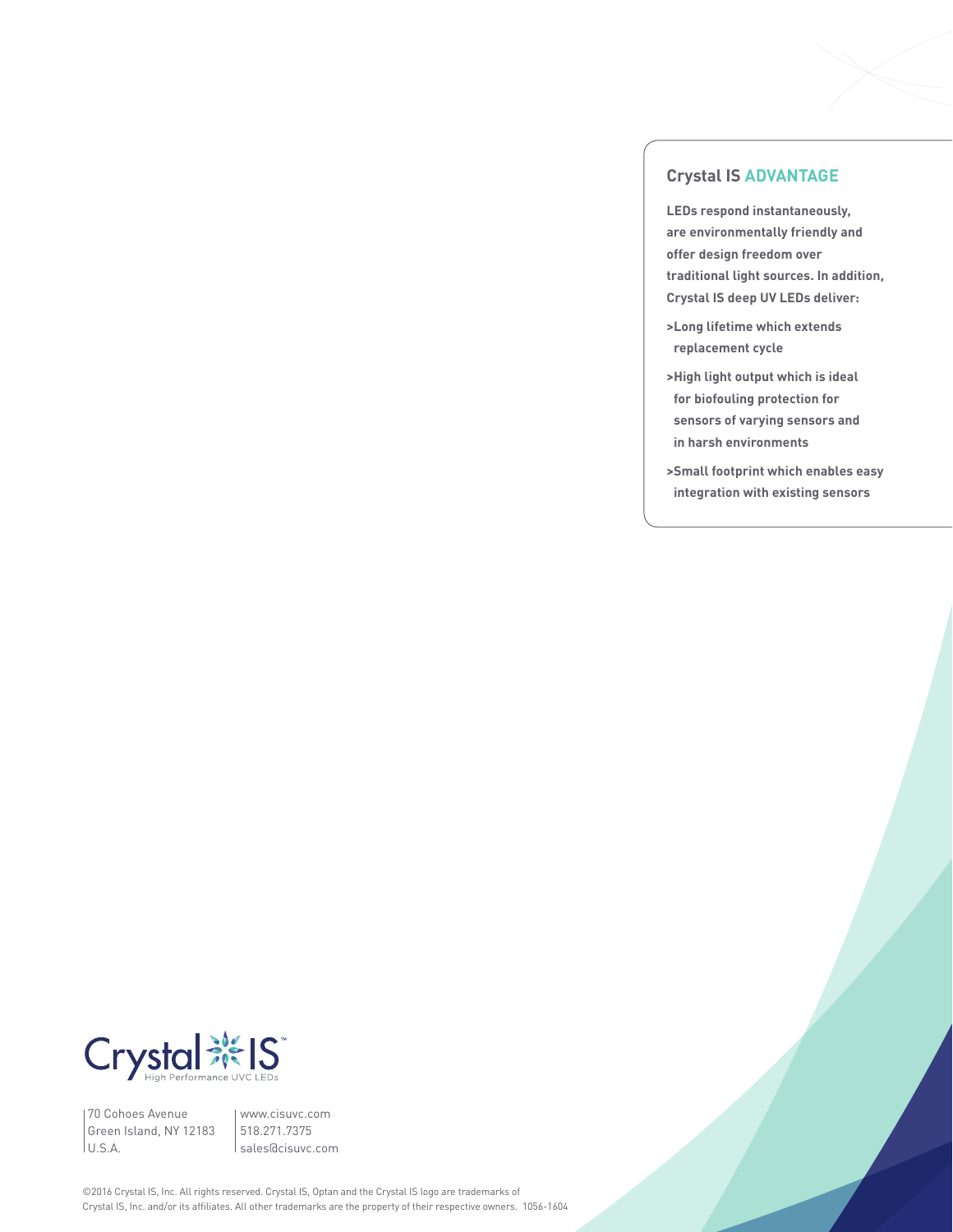## Crystal IS ADVANTAGE

**LEDs respond instantaneously, are environmentally friendly and offer design freedom over traditional light sources. In addition, Crystal IS deep UV LEDs deliver:**

- **>Long lifetime which extends replacement cycle**
- **>High light output which is ideal for biofouling protection for sensors of varying sensors and in harsh environments**
- **>Small footprint which enables easy integration with existing sensors**

Crystal IS™
High Performance UVC LEDs

70 Cohoes Avenue
Green Island, NY 12183
U.S.A.

www.cisuvc.com
518.271.7375
sales@cisuvc.com

©2016 Crystal IS, Inc. All rights reserved. Crystal IS, Optan and the Crystal IS logo are trademarks of Crystal IS, Inc. and/or its affiliates. All other trademarks are the property of their respective owners. 1056-1604